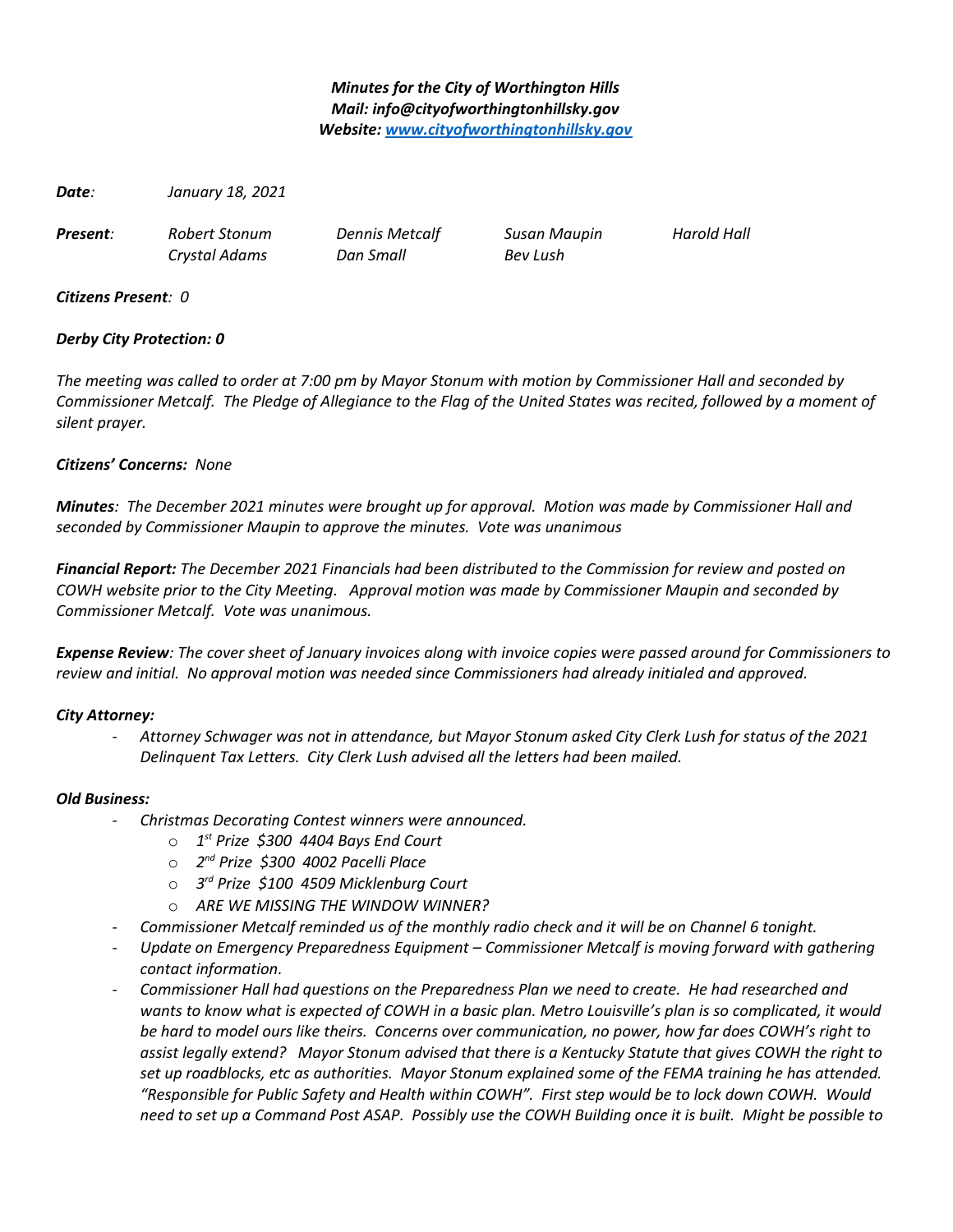***Minues for the City of Worthington Hills***

***Mail: info@cityofworthingtonhillsky.gov***

***Website: [www.cityofworthingtonhillsky.gov](http://www.cityofworthingtonhillsky.gov)***

***Date**: January 18, 2021*

***Present**: Robert Stonum, Dennis Metcalf, Susan Maupin, Harold Hall, Crystal Adams, Dan Small, Bev Lush*

***Citizens Present**: 0*

***Derby City Protection: 0***

*The meeting was called to order at 7:00 pm by Mayor Stonum with motion by Commissioner Hall and seconded by Commissioner Metcalf. The Pledge of Allegiance to the Flag of the United States was recited, followed by a moment of silent prayer.*

***Citizens' Concerns:** None*

***Minutes**: The December 2021 minutes were brought up for approval. Motion was made by Commissioner Hall and seconded by Commissioner Maupin to approve the minutes. Vote was unanimous*

***Financial Report:** The December 2021 Financials had been distributed to the Commission for review and posted on COWH website prior to the City Meeting. Approval motion was made by Commissioner Maupin and seconded by Commissioner Metcalf. Vote was unanimous.*

***Expense Review**: The cover sheet of January invoices along with invoice copies were passed around for Commissioners to review and initial. No approval motion was needed since Commissioners had already initialed and approved.*

***City Attorney:***

- *Attorney Schwager was not in attendance, but Mayor Stonum asked City Clerk Lush for status of the 2021 Delinquent Tax Letters. City Clerk Lush advised all the letters had been mailed.*

***Old Business:***

- *Christmas Decorating Contest winners were announced.*
  - *1st Prize $300 4404 Bays End Court*
  - *2nd Prize $300 4002 Pacelli Place*
  - *3rd Prize $100 4509 Micklenburg Court*
  - *ARE WE MISSING THE WINDOW WINNER?*
- *Commissioner Metcalf reminded us of the monthly radio check and it will be on Channel 6 tonight.*
- *Update on Emergency Preparedness Equipment – Commissioner Metcalf is moving forward with gathering contact information.*
- *Commissioner Hall had questions on the Preparedness Plan we need to create. He had researched and wants to know what is expected of COWH in a basic plan. Metro Louisville's plan is so complicated, it would be hard to model ours like theirs. Concerns over communication, no power, how far does COWH's right to assist legally extend? Mayor Stonum advised that there is a Kentucky Statute that gives COWH the right to set up roadblocks, etc as authorities. Mayor Stonum explained some of the FEMA training he has attended. "Responsible for Public Safety and Health within COWH". First step would be to lock down COWH. Would need to set up a Command Post ASAP. Possibly use the COWH Building once it is built. Might be possible to*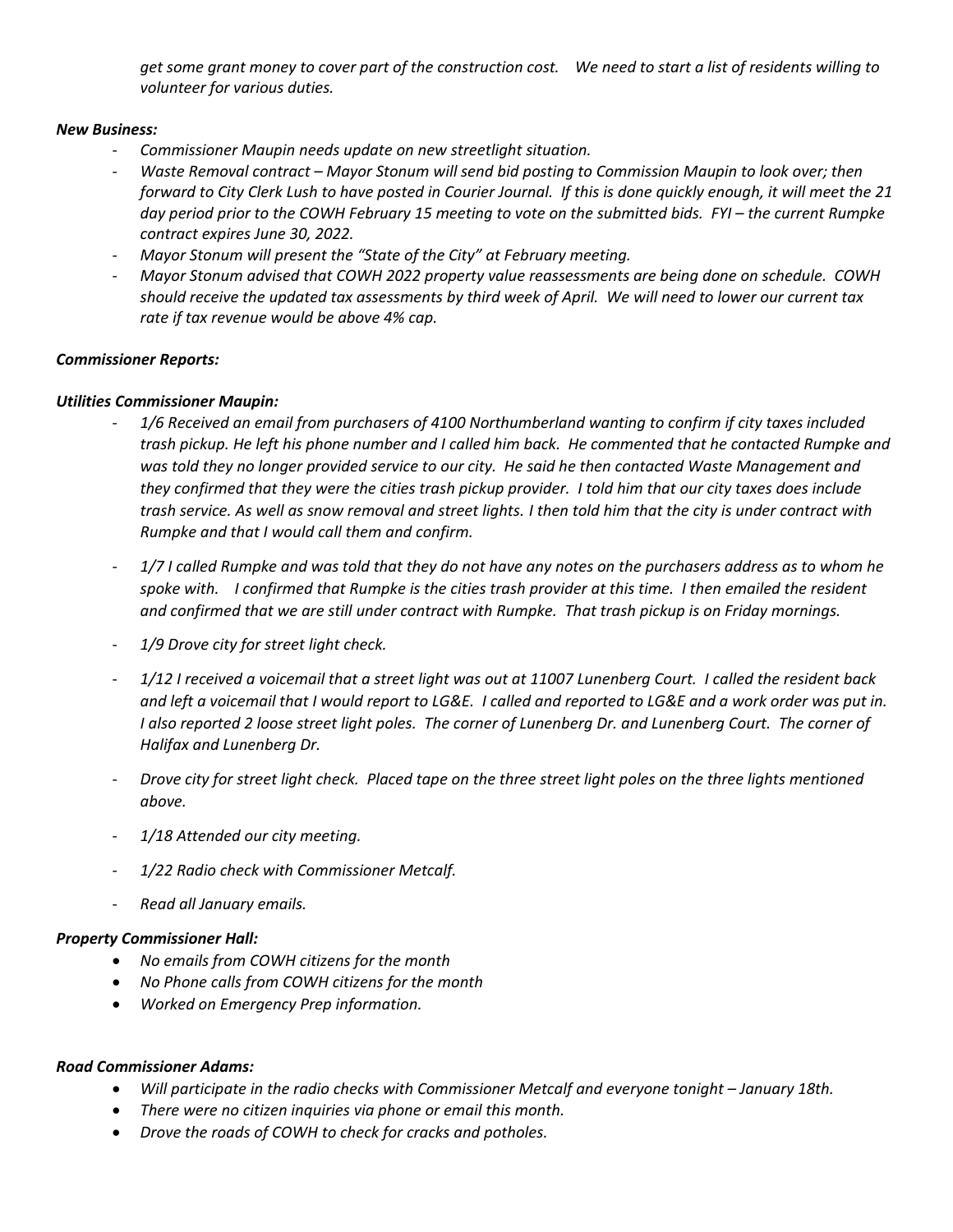*get some grant money to cover part of the construction cost. We need to start a list of residents willing to volunteer for various duties.*

***New Business:***

- *Commissioner Maupin needs update on new streetlight situation.*
- *Waste Removal contract – Mayor Stonum will send bid posting to Commission Maupin to look over; then forward to City Clerk Lush to have posted in Courier Journal. If this is done quickly enough, it will meet the 21 day period prior to the COWH February 15 meeting to vote on the submitted bids. FYI – the current Rumpke contract expires June 30, 2022.*
- *Mayor Stonum will present the "State of the City" at February meeting.*
- *Mayor Stonum advised that COWH 2022 property value reassessments are being done on schedule. COWH should receive the updated tax assessments by third week of April. We will need to lower our current tax rate if tax revenue would be above 4% cap.*

***Commissioner Reports:***

***Utilities Commissioner Maupin:***

- *1/6 Received an email from purchasers of 4100 Northumberland wanting to confirm if city taxes included trash pickup. He left his phone number and I called him back. He commented that he contacted Rumpke and was told they no longer provided service to our city. He said he then contacted Waste Management and they confirmed that they were the cities trash pickup provider. I told him that our city taxes does include trash service. As well as snow removal and street lights. I then told him that the city is under contract with Rumpke and that I would call them and confirm.*
- *1/7 I called Rumpke and was told that they do not have any notes on the purchasers address as to whom he spoke with. I confirmed that Rumpke is the cities trash provider at this time. I then emailed the resident and confirmed that we are still under contract with Rumpke. That trash pickup is on Friday mornings.*
- *1/9 Drove city for street light check.*
- *1/12 I received a voicemail that a street light was out at 11007 Lunenberg Court. I called the resident back and left a voicemail that I would report to LG&E. I called and reported to LG&E and a work order was put in. I also reported 2 loose street light poles. The corner of Lunenberg Dr. and Lunenberg Court. The corner of Halifax and Lunenberg Dr.*
- *Drove city for street light check. Placed tape on the three street light poles on the three lights mentioned above.*
- *1/18 Attended our city meeting.*
- *1/22 Radio check with Commissioner Metcalf.*
- *Read all January emails.*

***Property Commissioner Hall:***

- *No emails from COWH citizens for the month*
- *No Phone calls from COWH citizens for the month*
- *Worked on Emergency Prep information.*

***Road Commissioner Adams:***

- *Will participate in the radio checks with Commissioner Metcalf and everyone tonight – January 18th.*
- *There were no citizen inquiries via phone or email this month.*
- *Drove the roads of COWH to check for cracks and potholes.*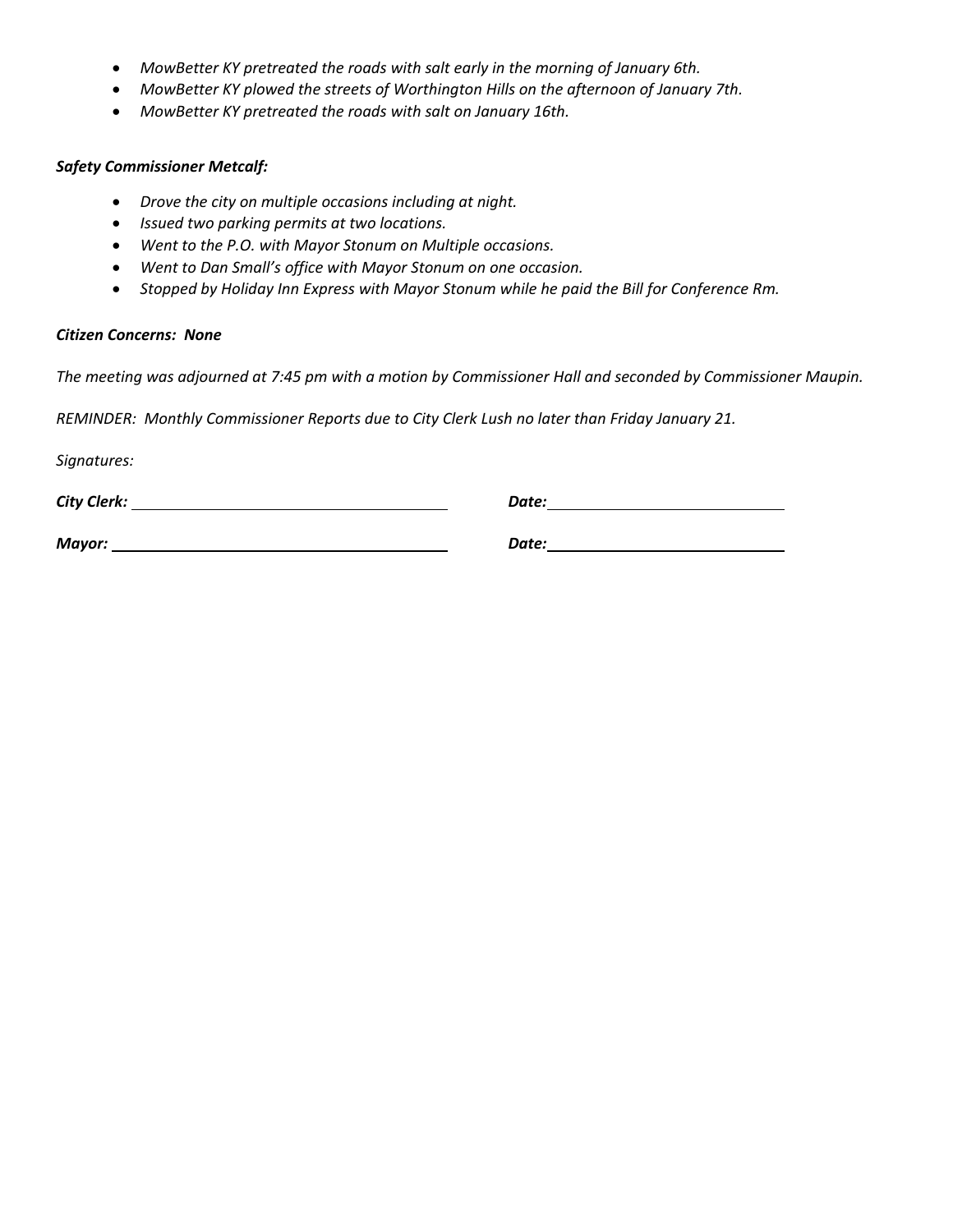- *MowBetter KY pretreated the roads with salt early in the morning of January 6th.*
- *MowBetter KY plowed the streets of Worthington Hills on the afternoon of January 7th.*
- *MowBetter KY pretreated the roads with salt on January 16th.*

***Safety Commissioner Metcalf:***

- *Drove the city on multiple occasions including at night.*
- *Issued two parking permits at two locations.*
- *Went to the P.O. with Mayor Stonum on Multiple occasions.*
- *Went to Dan Small's office with Mayor Stonum on one occasion.*
- *Stopped by Holiday Inn Express with Mayor Stonum while he paid the Bill for Conference Rm.*

***Citizen Concerns: None***

*The meeting was adjourned at 7:45 pm with a motion by Commissioner Hall and seconded by Commissioner Maupin.*

*REMINDER: Monthly Commissioner Reports due to City Clerk Lush no later than Friday January 21.*

*Signatures:*

***City Clerk:*** ______________________________ ***Date:*** ______________________

***Mayor:*** ______________________________ ***Date:*** ______________________